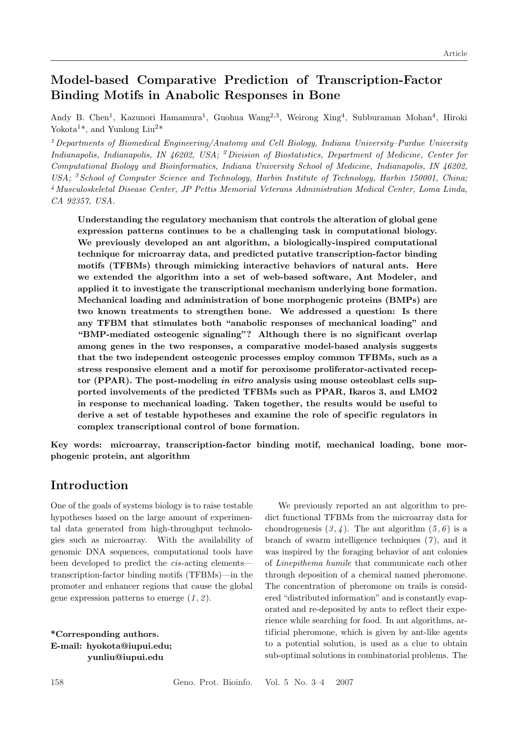# Model-based Comparative Prediction of Transcription-Factor Binding Motifs in Anabolic Responses in Bone

Andy B. Chen[1], Kazunori Hamamura[1], Guohua Wang[2,3], Weirong Xing[4], Subburaman Mohan[4], Hiroki Yokota[1]*, and Yunlong Liu[2]*

*[1] Departments of Biomedical Engineering/Anatomy and Cell Biology, Indiana University–Purdue University Indianapolis, Indianapolis, IN 46202, USA; [2] Division of Biostatistics, Department of Medicine, Center for Computational Biology and Bioinformatics, Indiana University School of Medicine, Indianapolis, IN 46202, USA; [3] School of Computer Science and Technology, Harbin Institute of Technology, Harbin 150001, China; [4] Musculoskeletal Disease Center, JP Pettis Memorial Veterans Administration Medical Center, Loma Linda, CA 92357, USA.*

**Understanding the regulatory mechanism that controls the alteration of global gene expression patterns continues to be a challenging task in computational biology. We previously developed an ant algorithm, a biologically-inspired computational technique for microarray data, and predicted putative transcription-factor binding motifs (TFBMs) through mimicking interactive behaviors of natural ants. Here we extended the algorithm into a set of web-based software, Ant Modeler, and applied it to investigate the transcriptional mechanism underlying bone formation. Mechanical loading and administration of bone morphogenic proteins (BMPs) are two known treatments to strengthen bone. We addressed a question: Is there any TFBM that stimulates both "anabolic responses of mechanical loading" and "BMP-mediated osteogenic signaling"? Although there is no significant overlap among genes in the two responses, a comparative model-based analysis suggests that the two independent osteogenic processes employ common TFBMs, such as a stress responsive element and a motif for peroxisome proliferator-activated receptor (PPAR). The post-modeling *in vitro* analysis using mouse osteoblast cells supported involvements of the predicted TFBMs such as PPAR, Ikaros 3, and LMO2 in response to mechanical loading. Taken together, the results would be useful to derive a set of testable hypotheses and examine the role of specific regulators in complex transcriptional control of bone formation.**

**Key words: microarray, transcription-factor binding motif, mechanical loading, bone morphogenic protein, ant algorithm**

## Introduction

One of the goals of systems biology is to raise testable hypotheses based on the large amount of experimental data generated from high-throughput technologies such as microarray. With the availability of genomic DNA sequences, computational tools have been developed to predict the *cis*-acting elements—transcription-factor binding motifs (TFBMs)—in the promoter and enhancer regions that cause the global gene expression patterns to emerge (*1*, *2*).

We previously reported an ant algorithm to predict functional TFBMs from the microarray data for chondrogenesis (*3*, *4*). The ant algorithm (*5*, *6*) is a branch of swarm intelligence techniques (*7*), and it was inspired by the foraging behavior of ant colonies of *Linepithema humile* that communicate each other through deposition of a chemical named pheromone. The concentration of pheromone on trails is considered "distributed information" and is constantly evaporated and re-deposited by ants to reflect their experience while searching for food. In ant algorithms, artificial pheromone, which is given by ant-like agents to a potential solution, is used as a clue to obtain sub-optimal solutions in combinatorial problems. The

**\*Corresponding authors.**
**E-mail: hyokota@iupui.edu; yunliu@iupui.edu**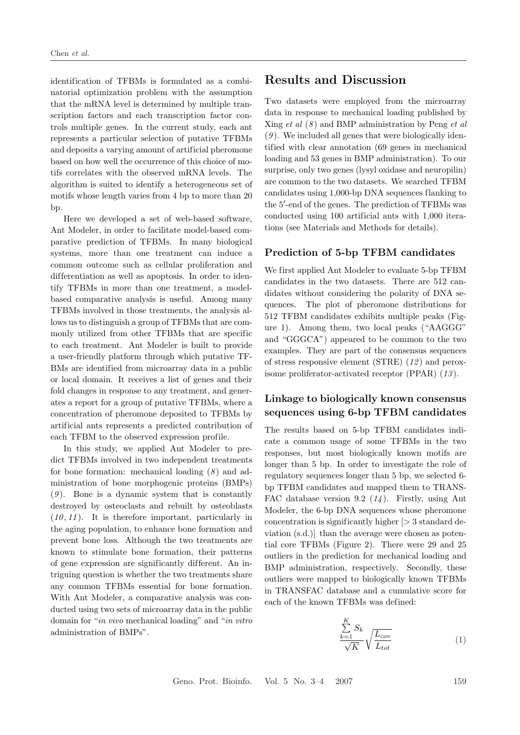identification of TFBMs is formulated as a combinatorial optimization problem with the assumption that the mRNA level is determined by multiple transcription factors and each transcription factor controls multiple genes. In the current study, each ant represents a particular selection of putative TFBMs and deposits a varying amount of artificial pheromone based on how well the occurrence of this choice of motifs correlates with the observed mRNA levels. The algorithm is suited to identify a heterogeneous set of motifs whose length varies from 4 bp to more than 20 bp.

Here we developed a set of web-based software, Ant Modeler, in order to facilitate model-based comparative prediction of TFBMs. In many biological systems, more than one treatment can induce a common outcome such as cellular proliferation and differentiation as well as apoptosis. In order to identify TFBMs in more than one treatment, a model-based comparative analysis is useful. Among many TFBMs involved in those treatments, the analysis allows us to distinguish a group of TFBMs that are commonly utilized from other TFBMs that are specific to each treatment. Ant Modeler is built to provide a user-friendly platform through which putative TFBMs are identified from microarray data in a public or local domain. It receives a list of genes and their fold changes in response to any treatment, and generates a report for a group of putative TFBMs, where a concentration of pheromone deposited to TFBMs by artificial ants represents a predicted contribution of each TFBM to the observed expression profile.

In this study, we applied Ant Modeler to predict TFBMs involved in two independent treatments for bone formation: mechanical loading (*8*) and administration of bone morphogenic proteins (BMPs) (*9*). Bone is a dynamic system that is constantly destroyed by osteoclasts and rebuilt by osteoblasts (*10*, *11*). It is therefore important, particularly in the aging population, to enhance bone formation and prevent bone loss. Although the two treatments are known to stimulate bone formation, their patterns of gene expression are significantly different. An intriguing question is whether the two treatments share any common TFBMs essential for bone formation. With Ant Modeler, a comparative analysis was conducted using two sets of microarray data in the public domain for "*in vivo* mechanical loading" and "*in vitro* administration of BMPs".

# Results and Discussion

Two datasets were employed from the microarray data in response to mechanical loading published by Xing *et al* (*8*) and BMP administration by Peng *et al* (*9*). We included all genes that were biologically identified with clear annotation (69 genes in mechanical loading and 53 genes in BMP administration). To our surprise, only two genes (lysyl oxidase and neuropilin) are common to the two datasets. We searched TFBM candidates using 1,000-bp DNA sequences flanking to the 5′-end of the genes. The prediction of TFBMs was conducted using 100 artificial ants with 1,000 iterations (see Materials and Methods for details).

## Prediction of 5-bp TFBM candidates

We first applied Ant Modeler to evaluate 5-bp TFBM candidates in the two datasets. There are 512 candidates without considering the polarity of DNA sequences. The plot of pheromone distributions for 512 TFBM candidates exhibits multiple peaks (Figure 1). Among them, two local peaks ("AAGGG" and "GGGCA") appeared to be common to the two examples. They are part of the consensus sequences of stress responsive element (STRE) (*12*) and peroxisome proliferator-activated receptor (PPAR) (*13*).

## Linkage to biologically known consensus sequences using 6-bp TFBM candidates

The results based on 5-bp TFBM candidates indicate a common usage of some TFBMs in the two responses, but most biologically known motifs are longer than 5 bp. In order to investigate the role of regulatory sequences longer than 5 bp, we selected 6-bp TFBM candidates and mapped them to TRANSFAC database version 9.2 (*14*). Firstly, using Ant Modeler, the 6-bp DNA sequences whose pheromone concentration is significantly higher [> 3 standard deviation (s.d.)] than the average were chosen as potential core TFBMs (Figure 2). There were 29 and 25 outliers in the prediction for mechanical loading and BMP administration, respectively. Secondly, these outliers were mapped to biologically known TFBMs in TRANSFAC database and a cumulative score for each of the known TFBMs was defined:

$$\frac{\sum_{k=1}^{K} S_k}{\sqrt{K}} \sqrt{\frac{L_{cov}}{L_{tot}}} \tag{1}$$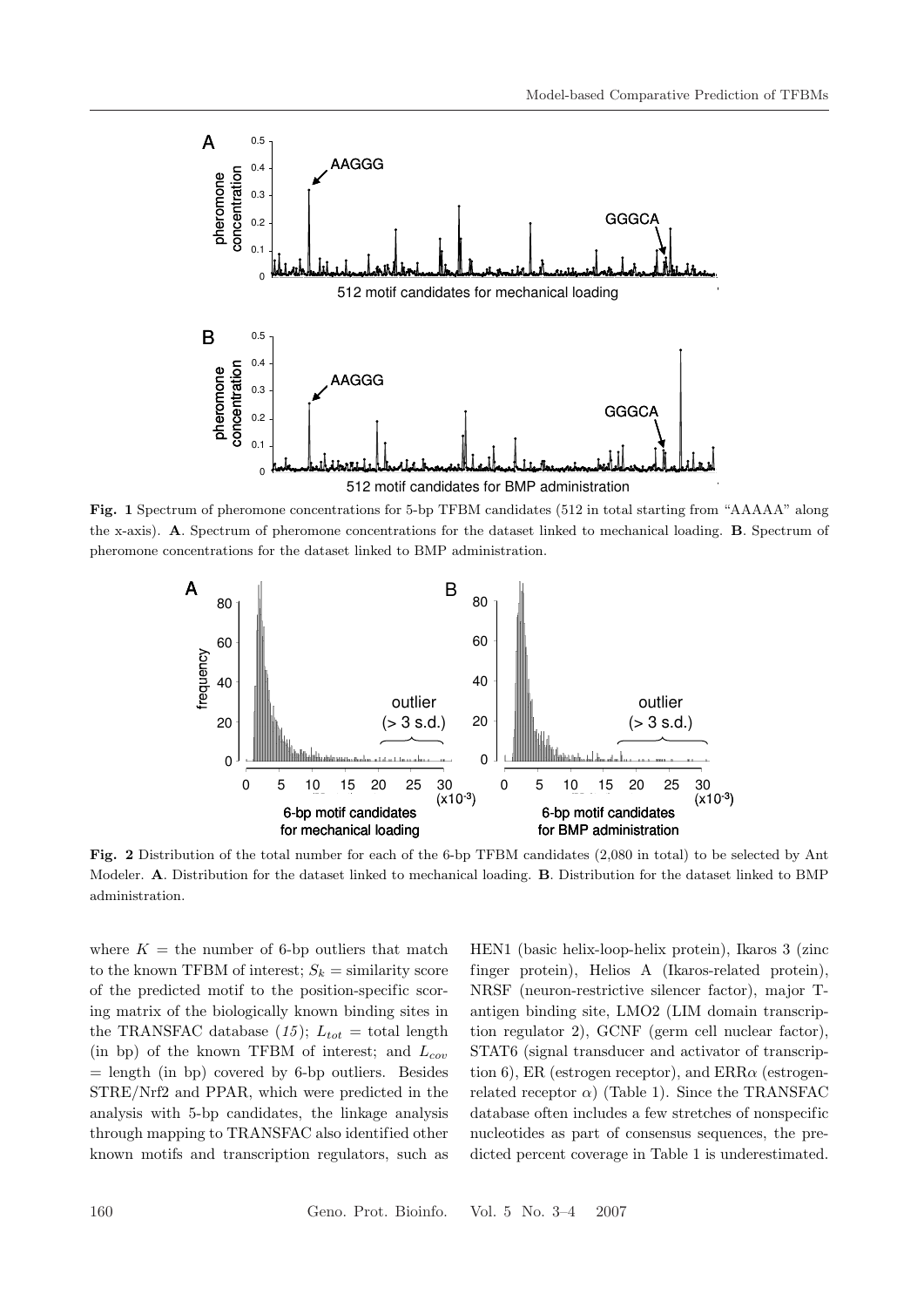**Fig. 1** Spectrum of pheromone concentrations for 5-bp TFBM candidates (512 in total starting from "AAAAA" along the x-axis). **A**. Spectrum of pheromone concentrations for the dataset linked to mechanical loading. **B**. Spectrum of pheromone concentrations for the dataset linked to BMP administration.

**Fig. 2** Distribution of the total number for each of the 6-bp TFBM candidates (2,080 in total) to be selected by Ant Modeler. **A**. Distribution for the dataset linked to mechanical loading. **B**. Distribution for the dataset linked to BMP administration.

where $K$ = the number of 6-bp outliers that match to the known TFBM of interest; $S_k$ = similarity score of the predicted motif to the position-specific scoring matrix of the biologically known binding sites in the TRANSFAC database (*15*); $L_{tot}$ = total length (in bp) of the known TFBM of interest; and $L_{cov}$ = length (in bp) covered by 6-bp outliers. Besides STRE/Nrf2 and PPAR, which were predicted in the analysis with 5-bp candidates, the linkage analysis through mapping to TRANSFAC also identified other known motifs and transcription regulators, such as HEN1 (basic helix-loop-helix protein), Ikaros 3 (zinc finger protein), Helios A (Ikaros-related protein), NRSF (neuron-restrictive silencer factor), major T-antigen binding site, LMO2 (LIM domain transcription regulator 2), GCNF (germ cell nuclear factor), STAT6 (signal transducer and activator of transcription 6), ER (estrogen receptor), and ERR$\alpha$ (estrogen-related receptor $\alpha$) (Table 1). Since the TRANSFAC database often includes a few stretches of nonspecific nucleotides as part of consensus sequences, the predicted percent coverage in Table 1 is underestimated.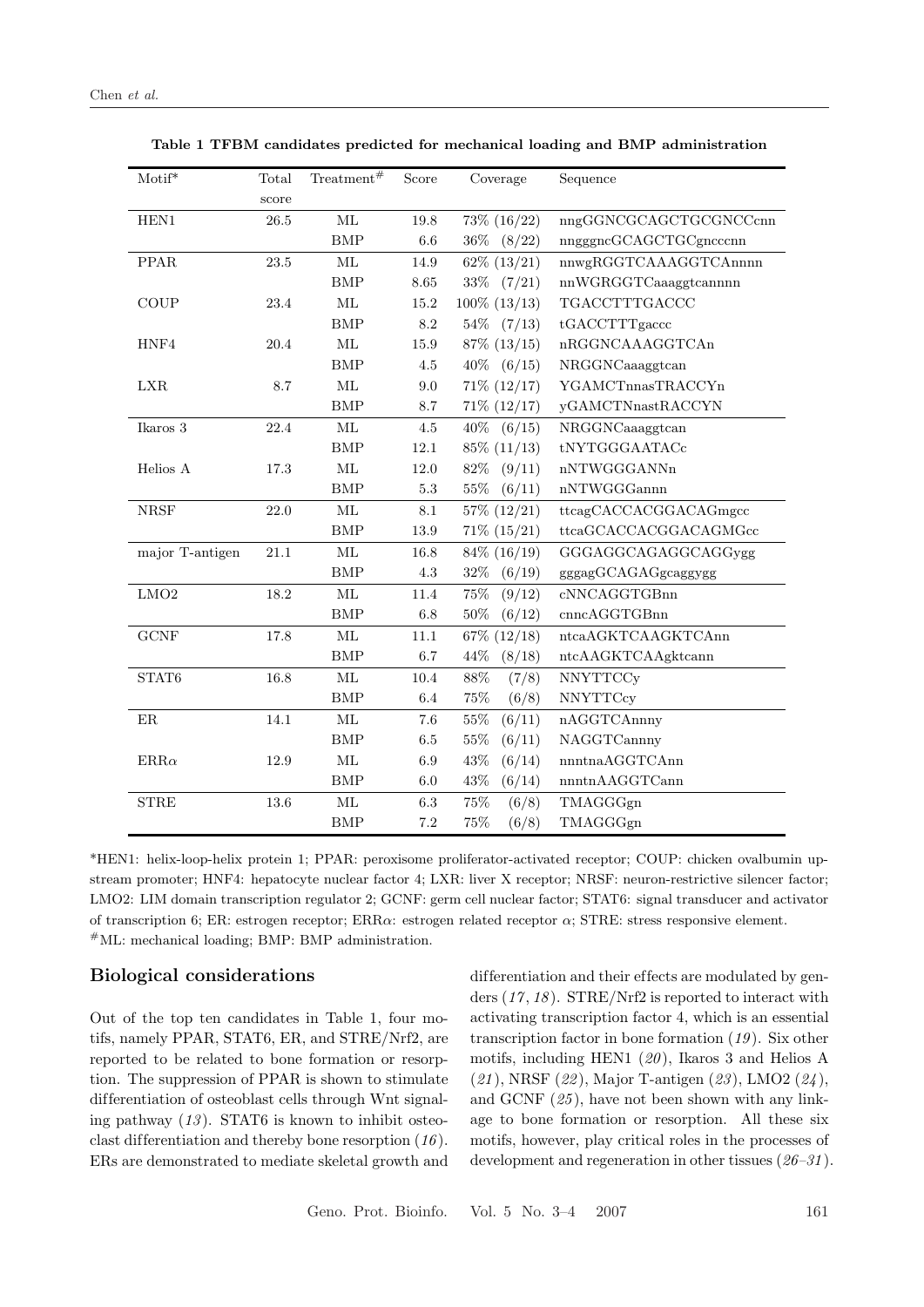**Table 1 TFBM candidates predicted for mechanical loading and BMP administration**

| Motif* | Total score | Treatment# | Score | Coverage | Sequence |
|---|---|---|---|---|---|
| HEN1 | 26.5 | ML | 19.8 | 73% (16/22) | nngGGNCGCAGCTGCGNCCcnn |
| | | BMP | 6.6 | 36% (8/22) | nngggncGCAGCTGCgncccnn |
| PPAR | 23.5 | ML | 14.9 | 62% (13/21) | nnwgRGGTCAAAGGTCAnnnn |
| | | BMP | 8.65 | 33% (7/21) | nnWGRGGTCaaaggtcannnn |
| COUP | 23.4 | ML | 15.2 | 100% (13/13) | TGACCTTTGACCC |
| | | BMP | 8.2 | 54% (7/13) | tGACCTTTgaccc |
| HNF4 | 20.4 | ML | 15.9 | 87% (13/15) | nRGGNCAAAGGTCAn |
| | | BMP | 4.5 | 40% (6/15) | NRGGNCaaaggtcan |
| LXR | 8.7 | ML | 9.0 | 71% (12/17) | YGAMCTnnasTRACCYn |
| | | BMP | 8.7 | 71% (12/17) | yGAMCTNnastRACCYN |
| Ikaros 3 | 22.4 | ML | 4.5 | 40% (6/15) | NRGGNCaaaggtcan |
| | | BMP | 12.1 | 85% (11/13) | tNYTGGGAATACc |
| Helios A | 17.3 | ML | 12.0 | 82% (9/11) | nNTWGGGANNn |
| | | BMP | 5.3 | 55% (6/11) | nNTWGGGannn |
| NRSF | 22.0 | ML | 8.1 | 57% (12/21) | ttcagCACCACGGACAGmgcc |
| | | BMP | 13.9 | 71% (15/21) | ttcaGCACCACGGACAGMGcc |
| major T-antigen | 21.1 | ML | 16.8 | 84% (16/19) | GGGAGGCAGAGGCAGGygg |
| | | BMP | 4.3 | 32% (6/19) | gggagGCAGAGGcaggygg |
| LMO2 | 18.2 | ML | 11.4 | 75% (9/12) | cNNCAGGTGBnn |
| | | BMP | 6.8 | 50% (6/12) | cnncAGGTGBnn |
| GCNF | 17.8 | ML | 11.1 | 67% (12/18) | ntcaAGKTCAAGKTCAnn |
| | | BMP | 6.7 | 44% (8/18) | ntcAAGKTCAAgktcann |
| STAT6 | 16.8 | ML | 10.4 | 88% (7/8) | NNYTTCCy |
| | | BMP | 6.4 | 75% (6/8) | NNYTTCcy |
| ER | 14.1 | ML | 7.6 | 55% (6/11) | nAGGTCAnnny |
| | | BMP | 6.5 | 55% (6/11) | NAGGTCannny |
| ERR$\alpha$ | 12.9 | ML | 6.9 | 43% (6/14) | nnntnaAGGTCAnn |
| | | BMP | 6.0 | 43% (6/14) | nnntnAAGGTCann |
| STRE | 13.6 | ML | 6.3 | 75% (6/8) | TMAGGGgn |
| | | BMP | 7.2 | 75% (6/8) | TMAGGGgn |

*HEN1: helix-loop-helix protein 1; PPAR: peroxisome proliferator-activated receptor; COUP: chicken ovalbumin upstream promoter; HNF4: hepatocyte nuclear factor 4; LXR: liver X receptor; NRSF: neuron-restrictive silencer factor; LMO2: LIM domain transcription regulator 2; GCNF: germ cell nuclear factor; STAT6: signal transducer and activator of transcription 6; ER: estrogen receptor; ERR$\alpha$: estrogen related receptor $\alpha$; STRE: stress responsive element.
#ML: mechanical loading; BMP: BMP administration.

## Biological considerations

Out of the top ten candidates in Table 1, four motifs, namely PPAR, STAT6, ER, and STRE/Nrf2, are reported to be related to bone formation or resorption. The suppression of PPAR is shown to stimulate differentiation of osteoblast cells through Wnt signaling pathway (*13*). STAT6 is known to inhibit osteoclast differentiation and thereby bone resorption (*16*). ERs are demonstrated to mediate skeletal growth and differentiation and their effects are modulated by genders (*17*, *18*). STRE/Nrf2 is reported to interact with activating transcription factor 4, which is an essential transcription factor in bone formation (*19*). Six other motifs, including HEN1 (*20*), Ikaros 3 and Helios A (*21*), NRSF (*22*), Major T-antigen (*23*), LMO2 (*24*), and GCNF (*25*), have not been shown with any linkage to bone formation or resorption. All these six motifs, however, play critical roles in the processes of development and regeneration in other tissues (*26*–*31*).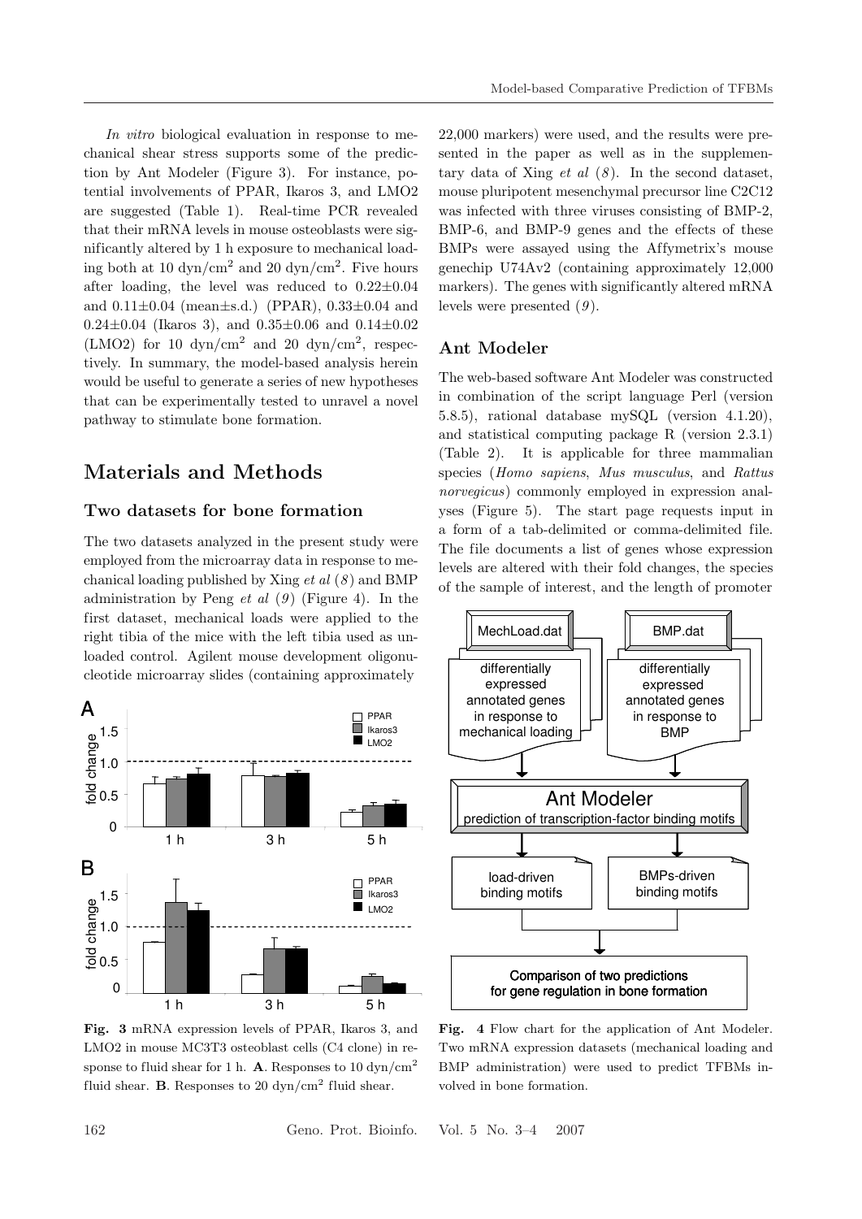*In vitro* biological evaluation in response to mechanical shear stress supports some of the prediction by Ant Modeler (Figure 3). For instance, potential involvements of PPAR, Ikaros 3, and LMO2 are suggested (Table 1). Real-time PCR revealed that their mRNA levels in mouse osteoblasts were significantly altered by 1 h exposure to mechanical loading both at 10 dyn/cm$^2$ and 20 dyn/cm$^2$. Five hours after loading, the level was reduced to 0.22±0.04 and 0.11±0.04 (mean±s.d.) (PPAR), 0.33±0.04 and 0.24±0.04 (Ikaros 3), and 0.35±0.06 and 0.14±0.02 (LMO2) for 10 dyn/cm$^2$ and 20 dyn/cm$^2$, respectively. In summary, the model-based analysis herein would be useful to generate a series of new hypotheses that can be experimentally tested to unravel a novel pathway to stimulate bone formation.

## Materials and Methods

### Two datasets for bone formation

The two datasets analyzed in the present study were employed from the microarray data in response to mechanical loading published by Xing *et al* (*8*) and BMP administration by Peng *et al* (*9*) (Figure 4). In the first dataset, mechanical loads were applied to the right tibia of the mice with the left tibia used as unloaded control. Agilent mouse development oligonucleotide microarray slides (containing approximately 22,000 markers) were used, and the results were presented in the paper as well as in the supplementary data of Xing *et al* (*8*). In the second dataset, mouse pluripotent mesenchymal precursor line C2C12 was infected with three viruses consisting of BMP-2, BMP-6, and BMP-9 genes and the effects of these BMPs were assayed using the Affymetrix's mouse genechip U74Av2 (containing approximately 12,000 markers). The genes with significantly altered mRNA levels were presented (*9*).

**Fig. 3** mRNA expression levels of PPAR, Ikaros 3, and LMO2 in mouse MC3T3 osteoblast cells (C4 clone) in response to fluid shear for 1 h. **A**. Responses to 10 dyn/cm$^2$ fluid shear. **B**. Responses to 20 dyn/cm$^2$ fluid shear.

### Ant Modeler

The web-based software Ant Modeler was constructed in combination of the script language Perl (version 5.8.5), rational database mySQL (version 4.1.20), and statistical computing package R (version 2.3.1) (Table 2). It is applicable for three mammalian species (*Homo sapiens*, *Mus musculus*, and *Rattus norvegicus*) commonly employed in expression analyses (Figure 5). The start page requests input in a form of a tab-delimited or comma-delimited file. The file documents a list of genes whose expression levels are altered with their fold changes, the species of the sample of interest, and the length of promoter

**Fig. 4** Flow chart for the application of Ant Modeler. Two mRNA expression datasets (mechanical loading and BMP administration) were used to predict TFBMs involved in bone formation.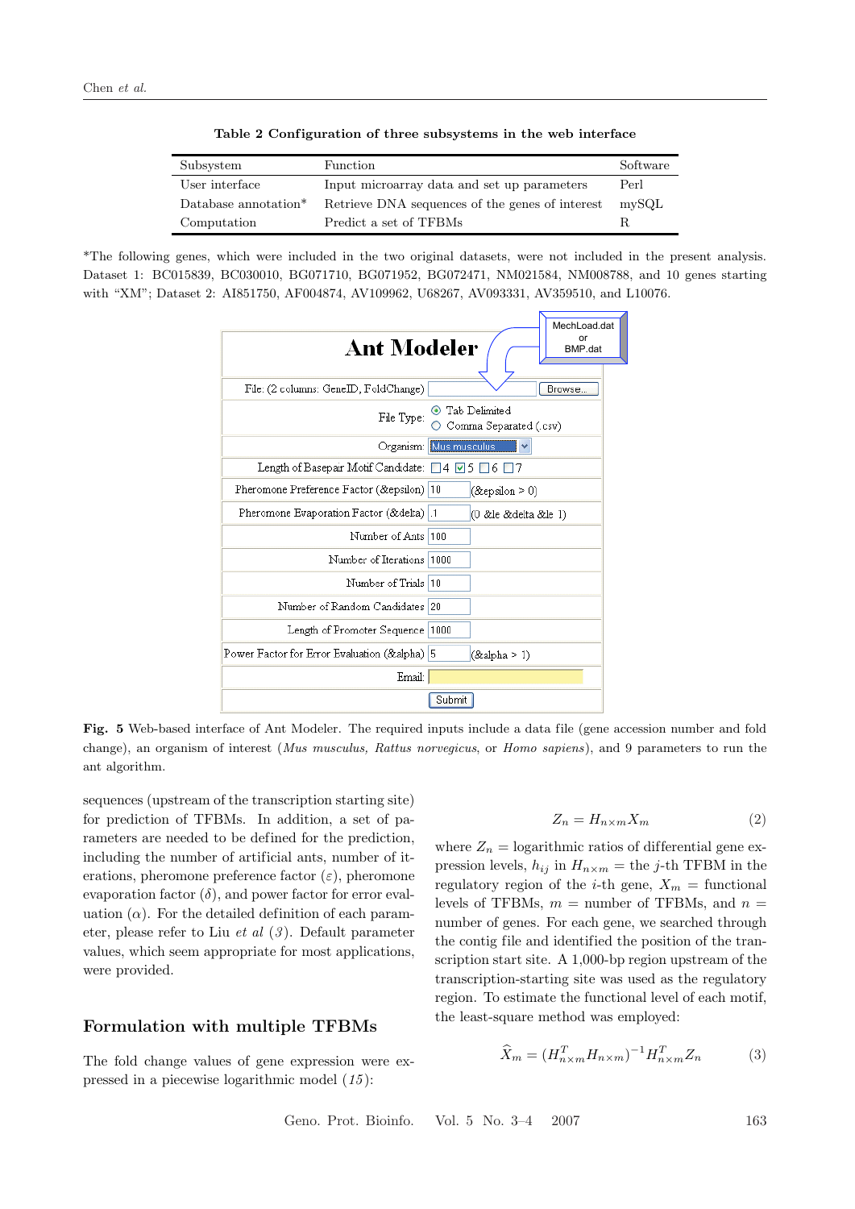**Table 2 Configuration of three subsystems in the web interface**

| Subsystem | Function | Software |
|---|---|---|
| User interface | Input microarray data and set up parameters | Perl |
| Database annotation* | Retrieve DNA sequences of the genes of interest | mySQL |
| Computation | Predict a set of TFBMs | R |

*The following genes, which were included in the two original datasets, were not included in the present analysis. Dataset 1: BC015839, BC030010, BG071710, BG071952, BG072471, NM021584, NM008788, and 10 genes starting with "XM"; Dataset 2: AI851750, AF004874, AV109962, U68267, AV093331, AV359510, and L10076.

**Fig. 5** Web-based interface of Ant Modeler. The required inputs include a data file (gene accession number and fold change), an organism of interest (*Mus musculus, Rattus norvegicus*, or *Homo sapiens*), and 9 parameters to run the ant algorithm.

sequences (upstream of the transcription starting site) for prediction of TFBMs. In addition, a set of parameters are needed to be defined for the prediction, including the number of artificial ants, number of iterations, pheromone preference factor ($\varepsilon$), pheromone evaporation factor ($\delta$), and power factor for error evaluation ($\alpha$). For the detailed definition of each parameter, please refer to Liu *et al* (*3*). Default parameter values, which seem appropriate for most applications, were provided.

## Formulation with multiple TFBMs

The fold change values of gene expression were expressed in a piecewise logarithmic model (*15*):

$$Z_n = H_{n\times m} X_m \tag{2}$$

where $Z_n$ = logarithmic ratios of differential gene expression levels, $h_{ij}$ in $H_{n\times m}$ = the $j$-th TFBM in the regulatory region of the $i$-th gene, $X_m$ = functional levels of TFBMs, $m$ = number of TFBMs, and $n$ = number of genes. For each gene, we searched through the contig file and identified the position of the transcription start site. A 1,000-bp region upstream of the transcription-starting site was used as the regulatory region. To estimate the functional level of each motif, the least-square method was employed:

$$\widehat{X}_m = (H^T_{n\times m} H_{n\times m})^{-1} H^T_{n\times m} Z_n \tag{3}$$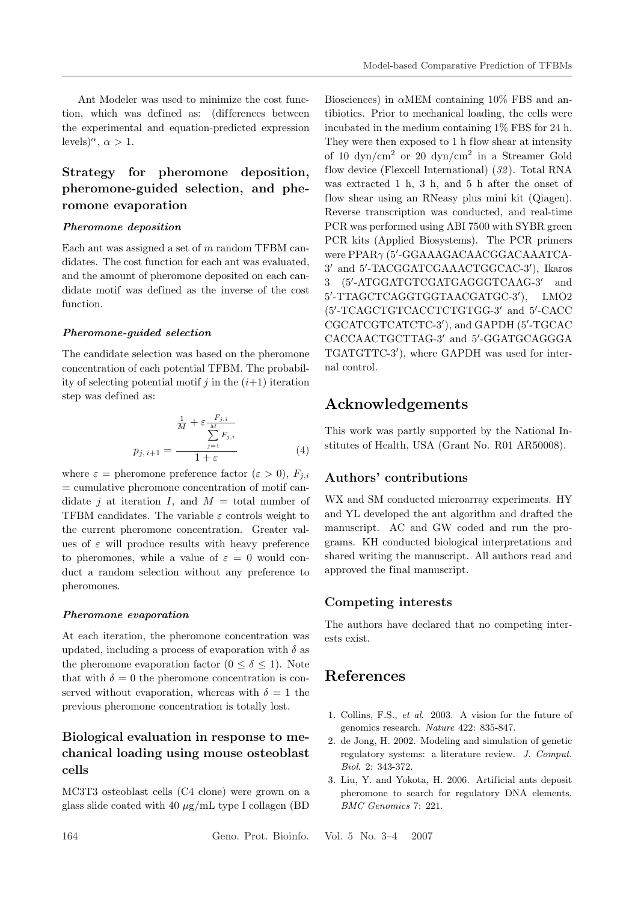Ant Modeler was used to minimize the cost function, which was defined as: (differences between the experimental and equation-predicted expression levels)$^{\alpha}$, $\alpha > 1$.

## Strategy for pheromone deposition, pheromone-guided selection, and pheromone evaporation

### *Pheromone deposition*

Each ant was assigned a set of $m$ random TFBM candidates. The cost function for each ant was evaluated, and the amount of pheromone deposited on each candidate motif was defined as the inverse of the cost function.

### *Pheromone-guided selection*

The candidate selection was based on the pheromone concentration of each potential TFBM. The probability of selecting potential motif $j$ in the ($i$+1) iteration step was defined as:

$$p_{j,i+1} = \frac{\frac{1}{M} + \varepsilon \frac{F_{j,i}}{\sum_{j=1}^{M} F_{j,i}}}{1+\varepsilon} \tag{4}$$

where $\varepsilon$ = pheromone preference factor ($\varepsilon > 0$), $F_{j,i}$ = cumulative pheromone concentration of motif candidate $j$ at iteration $I$, and $M$ = total number of TFBM candidates. The variable $\varepsilon$ controls weight to the current pheromone concentration. Greater values of $\varepsilon$ will produce results with heavy preference to pheromones, while a value of $\varepsilon = 0$ would conduct a random selection without any preference to pheromones.

### *Pheromone evaporation*

At each iteration, the pheromone concentration was updated, including a process of evaporation with $\delta$ as the pheromone evaporation factor ($0 \leq \delta \leq 1$). Note that with $\delta = 0$ the pheromone concentration is conserved without evaporation, whereas with $\delta = 1$ the previous pheromone concentration is totally lost.

## Biological evaluation in response to mechanical loading using mouse osteoblast cells

MC3T3 osteoblast cells (C4 clone) were grown on a glass slide coated with 40 $\mu$g/mL type I collagen (BD Biosciences) in $\alpha$MEM containing 10% FBS and antibiotics. Prior to mechanical loading, the cells were incubated in the medium containing 1% FBS for 24 h. They were then exposed to 1 h flow shear at intensity of 10 dyn/cm$^2$ or 20 dyn/cm$^2$ in a Streamer Gold flow device (Flexcell International) (*32*). Total RNA was extracted 1 h, 3 h, and 5 h after the onset of flow shear using an RNeasy plus mini kit (Qiagen). Reverse transcription was conducted, and real-time PCR was performed using ABI 7500 with SYBR green PCR kits (Applied Biosystems). The PCR primers were PPAR$\gamma$ (5′-GGAAAGACAACGGACAAATCA-3′ and 5′-TACGGATCGAAACTGGCAC-3′), Ikaros 3 (5′-ATGGATGTCGATGAGGGTCAAG-3′ and 5′-TTAGCTCAGGTGGTAACGATGC-3′), LMO2 (5′-TCAGCTGTCACCTCTGTGG-3′ and 5′-CACCCGCATCGTCATCTC-3′), and GAPDH (5′-TGCACCACCAACTGCTTAG-3′ and 5′-GGATGCAGGGATGATGTTC-3′), where GAPDH was used for internal control.

# Acknowledgements

This work was partly supported by the National Institutes of Health, USA (Grant No. R01 AR50008).

## Authors' contributions

WX and SM conducted microarray experiments. HY and YL developed the ant algorithm and drafted the manuscript. AC and GW coded and run the programs. KH conducted biological interpretations and shared writing the manuscript. All authors read and approved the final manuscript.

## Competing interests

The authors have declared that no competing interests exist.

# References

1. Collins, F.S., *et al*. 2003. A vision for the future of genomics research. *Nature* 422: 835-847.
2. de Jong, H. 2002. Modeling and simulation of genetic regulatory systems: a literature review. *J. Comput. Biol*. 2: 343-372.
3. Liu, Y. and Yokota, H. 2006. Artificial ants deposit pheromone to search for regulatory DNA elements. *BMC Genomics* 7: 221.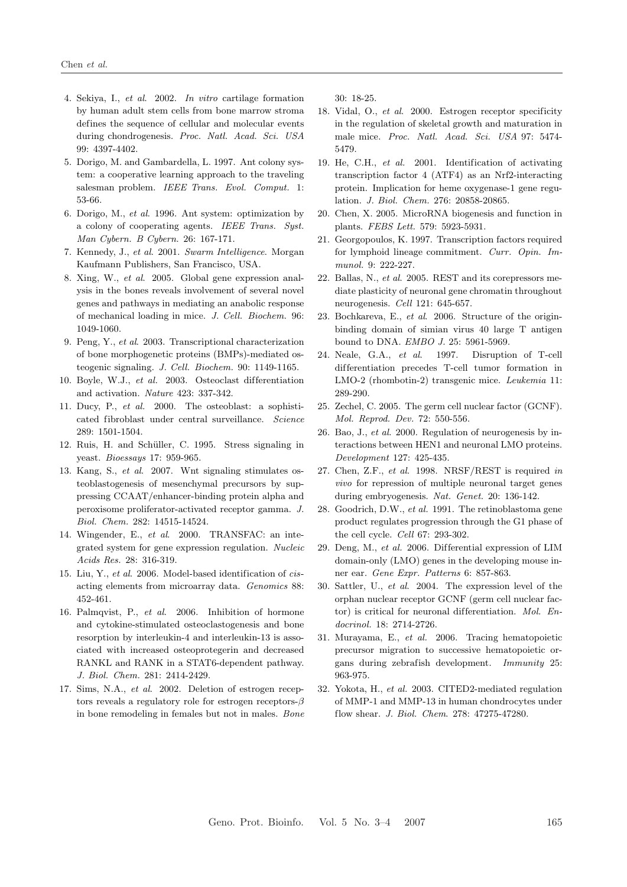4. Sekiya, I., *et al*. 2002. *In vitro* cartilage formation by human adult stem cells from bone marrow stroma defines the sequence of cellular and molecular events during chondrogenesis. *Proc. Natl. Acad. Sci. USA* 99: 4397-4402.
5. Dorigo, M. and Gambardella, L. 1997. Ant colony system: a cooperative learning approach to the traveling salesman problem. *IEEE Trans. Evol. Comput.* 1: 53-66.
6. Dorigo, M., *et al*. 1996. Ant system: optimization by a colony of cooperating agents. *IEEE Trans. Syst. Man Cybern. B Cybern.* 26: 167-171.
7. Kennedy, J., *et al*. 2001. *Swarm Intelligence*. Morgan Kaufmann Publishers, San Francisco, USA.
8. Xing, W., *et al*. 2005. Global gene expression analysis in the bones reveals involvement of several novel genes and pathways in mediating an anabolic response of mechanical loading in mice. *J. Cell. Biochem.* 96: 1049-1060.
9. Peng, Y., *et al*. 2003. Transcriptional characterization of bone morphogenetic proteins (BMPs)-mediated osteogenic signaling. *J. Cell. Biochem.* 90: 1149-1165.
10. Boyle, W.J., *et al.* 2003. Osteoclast differentiation and activation. *Nature* 423: 337-342.
11. Ducy, P., *et al.* 2000. The osteoblast: a sophisticated fibroblast under central surveillance. *Science* 289: 1501-1504.
12. Ruis, H. and Schüller, C. 1995. Stress signaling in yeast. *Bioessays* 17: 959-965.
13. Kang, S., *et al*. 2007. Wnt signaling stimulates osteoblastogenesis of mesenchymal precursors by suppressing CCAAT/enhancer-binding protein alpha and peroxisome proliferator-activated receptor gamma. *J. Biol. Chem.* 282: 14515-14524.
14. Wingender, E., *et al*. 2000. TRANSFAC: an integrated system for gene expression regulation. *Nucleic Acids Res.* 28: 316-319.
15. Liu, Y., *et al*. 2006. Model-based identification of *cis*-acting elements from microarray data. *Genomics* 88: 452-461.
16. Palmqvist, P., *et al*. 2006. Inhibition of hormone and cytokine-stimulated osteoclastogenesis and bone resorption by interleukin-4 and interleukin-13 is associated with increased osteoprotegerin and decreased RANKL and RANK in a STAT6-dependent pathway. *J. Biol. Chem.* 281: 2414-2429.
17. Sims, N.A., *et al*. 2002. Deletion of estrogen receptors reveals a regulatory role for estrogen receptors-$\beta$ in bone remodeling in females but not in males. *Bone* 30: 18-25.
18. Vidal, O., *et al*. 2000. Estrogen receptor specificity in the regulation of skeletal growth and maturation in male mice. *Proc. Natl. Acad. Sci. USA* 97: 5474-5479.
19. He, C.H., *et al*. 2001. Identification of activating transcription factor 4 (ATF4) as an Nrf2-interacting protein. Implication for heme oxygenase-1 gene regulation. *J. Biol. Chem.* 276: 20858-20865.
20. Chen, X. 2005. MicroRNA biogenesis and function in plants. *FEBS Lett.* 579: 5923-5931.
21. Georgopoulos, K. 1997. Transcription factors required for lymphoid lineage commitment. *Curr. Opin. Immunol.* 9: 222-227.
22. Ballas, N., *et al*. 2005. REST and its corepressors mediate plasticity of neuronal gene chromatin throughout neurogenesis. *Cell* 121: 645-657.
23. Bochkareva, E., *et al*. 2006. Structure of the origin-binding domain of simian virus 40 large T antigen bound to DNA. *EMBO J.* 25: 5961-5969.
24. Neale, G.A., *et al*. 1997. Disruption of T-cell differentiation precedes T-cell tumor formation in LMO-2 (rhombotin-2) transgenic mice. *Leukemia* 11: 289-290.
25. Zechel, C. 2005. The germ cell nuclear factor (GCNF). *Mol. Reprod. Dev.* 72: 550-556.
26. Bao, J., *et al*. 2000. Regulation of neurogenesis by interactions between HEN1 and neuronal LMO proteins. *Development* 127: 425-435.
27. Chen, Z.F., *et al*. 1998. NRSF/REST is required *in vivo* for repression of multiple neuronal target genes during embryogenesis. *Nat. Genet.* 20: 136-142.
28. Goodrich, D.W., *et al.* 1991. The retinoblastoma gene product regulates progression through the G1 phase of the cell cycle. *Cell* 67: 293-302.
29. Deng, M., *et al.* 2006. Differential expression of LIM domain-only (LMO) genes in the developing mouse inner ear. *Gene Expr. Patterns* 6: 857-863.
30. Sattler, U., *et al*. 2004. The expression level of the orphan nuclear receptor GCNF (germ cell nuclear factor) is critical for neuronal differentiation. *Mol. Endocrinol.* 18: 2714-2726.
31. Murayama, E., *et al.* 2006. Tracing hematopoietic precursor migration to successive hematopoietic organs during zebrafish development. *Immunity* 25: 963-975.
32. Yokota, H., *et al.* 2003. CITED2-mediated regulation of MMP-1 and MMP-13 in human chondrocytes under flow shear. *J. Biol. Chem.* 278: 47275-47280.